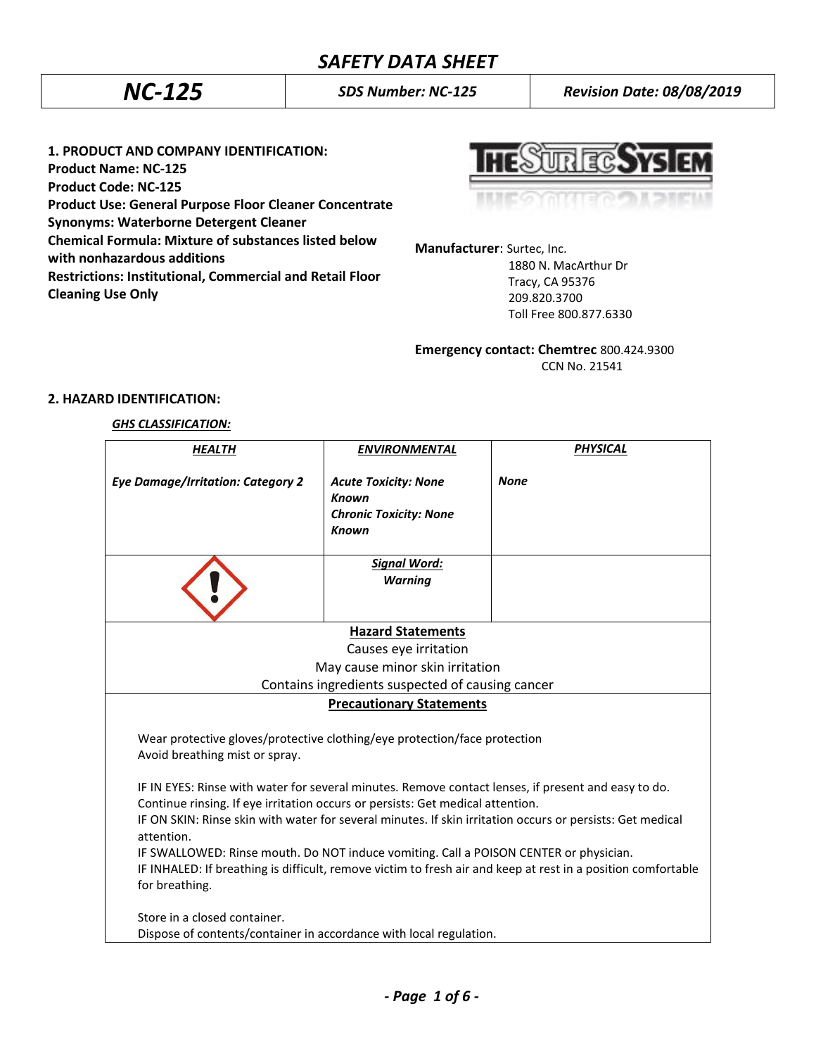# SAFETY DATA SHEET

| NC-125 | SDS Number: NC-125 | Revision Date: 08/08/2019 |
|---|---|---|

## 1. PRODUCT AND COMPANY IDENTIFICATION:

**Product Name: NC-125**
**Product Code: NC-125**
**Product Use: General Purpose Floor Cleaner Concentrate**
**Synonyms: Waterborne Detergent Cleaner**
**Chemical Formula: Mixture of substances listed below with nonhazardous additions**
**Restrictions: Institutional, Commercial and Retail Floor Cleaning Use Only**

THE SURTEC SYSTEM

**Manufacturer**: Surtec, Inc.
1880 N. MacArthur Dr
Tracy, CA 95376
209.820.3700
Toll Free 800.877.6330

**Emergency contact: Chemtrec** 800.424.9300
CCN No. 21541

## 2. HAZARD IDENTIFICATION:

***GHS CLASSIFICATION:***

| HEALTH | ENVIRONMENTAL | PHYSICAL |
|---|---|---|
| *Eye Damage/Irritation: Category 2* | *Acute Toxicity: None Known*<br>*Chronic Toxicity: None Known* | *None* |
| | ***Signal Word:***<br>*Warning* | |

**Hazard Statements**

Causes eye irritation
May cause minor skin irritation
Contains ingredients suspected of causing cancer

**Precautionary Statements**

Wear protective gloves/protective clothing/eye protection/face protection
Avoid breathing mist or spray.

IF IN EYES: Rinse with water for several minutes. Remove contact lenses, if present and easy to do. Continue rinsing. If eye irritation occurs or persists: Get medical attention.
IF ON SKIN: Rinse skin with water for several minutes. If skin irritation occurs or persists: Get medical attention.
IF SWALLOWED: Rinse mouth. Do NOT induce vomiting. Call a POISON CENTER or physician.
IF INHALED: If breathing is difficult, remove victim to fresh air and keep at rest in a position comfortable for breathing.

Store in a closed container.
Dispose of contents/container in accordance with local regulation.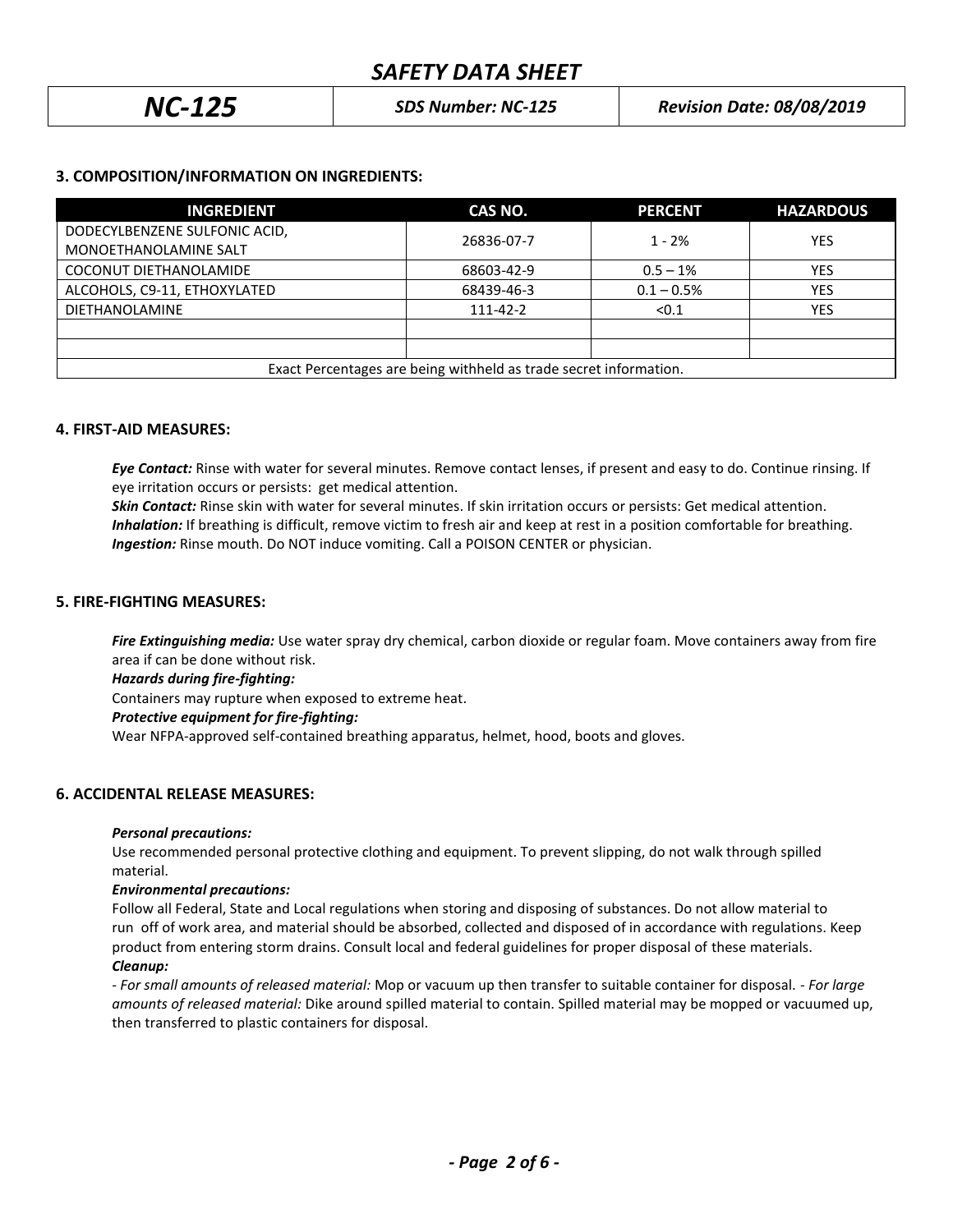## 3. COMPOSITION/INFORMATION ON INGREDIENTS:

| INGREDIENT | CAS NO. | PERCENT | HAZARDOUS |
|---|---|---|---|
| DODECYLBENZENE SULFONIC ACID, MONOETHANOLAMINE SALT | 26836-07-7 | 1 - 2% | YES |
| COCONUT DIETHANOLAMIDE | 68603-42-9 | 0.5 – 1% | YES |
| ALCOHOLS, C9-11, ETHOXYLATED | 68439-46-3 | 0.1 – 0.5% | YES |
| DIETHANOLAMINE | 111-42-2 | <0.1 | YES |
| | | | |
| | | | |
| Exact Percentages are being withheld as trade secret information. | | | |

## 4. FIRST-AID MEASURES:

***Eye Contact:*** Rinse with water for several minutes. Remove contact lenses, if present and easy to do. Continue rinsing. If eye irritation occurs or persists: get medical attention.
***Skin Contact:*** Rinse skin with water for several minutes. If skin irritation occurs or persists: Get medical attention.
***Inhalation:*** If breathing is difficult, remove victim to fresh air and keep at rest in a position comfortable for breathing.
***Ingestion:*** Rinse mouth. Do NOT induce vomiting. Call a POISON CENTER or physician.

## 5. FIRE-FIGHTING MEASURES:

***Fire Extinguishing media:*** Use water spray dry chemical, carbon dioxide or regular foam. Move containers away from fire area if can be done without risk.

***Hazards during fire-fighting:***

Containers may rupture when exposed to extreme heat.

***Protective equipment for fire-fighting:***

Wear NFPA-approved self-contained breathing apparatus, helmet, hood, boots and gloves.

## 6. ACCIDENTAL RELEASE MEASURES:

***Personal precautions:***

Use recommended personal protective clothing and equipment. To prevent slipping, do not walk through spilled material.

***Environmental precautions:***

Follow all Federal, State and Local regulations when storing and disposing of substances. Do not allow material to run off of work area, and material should be absorbed, collected and disposed of in accordance with regulations. Keep product from entering storm drains. Consult local and federal guidelines for proper disposal of these materials.

***Cleanup:***

- *For small amounts of released material:* Mop or vacuum up then transfer to suitable container for disposal. - *For large amounts of released material:* Dike around spilled material to contain. Spilled material may be mopped or vacuumed up, then transferred to plastic containers for disposal.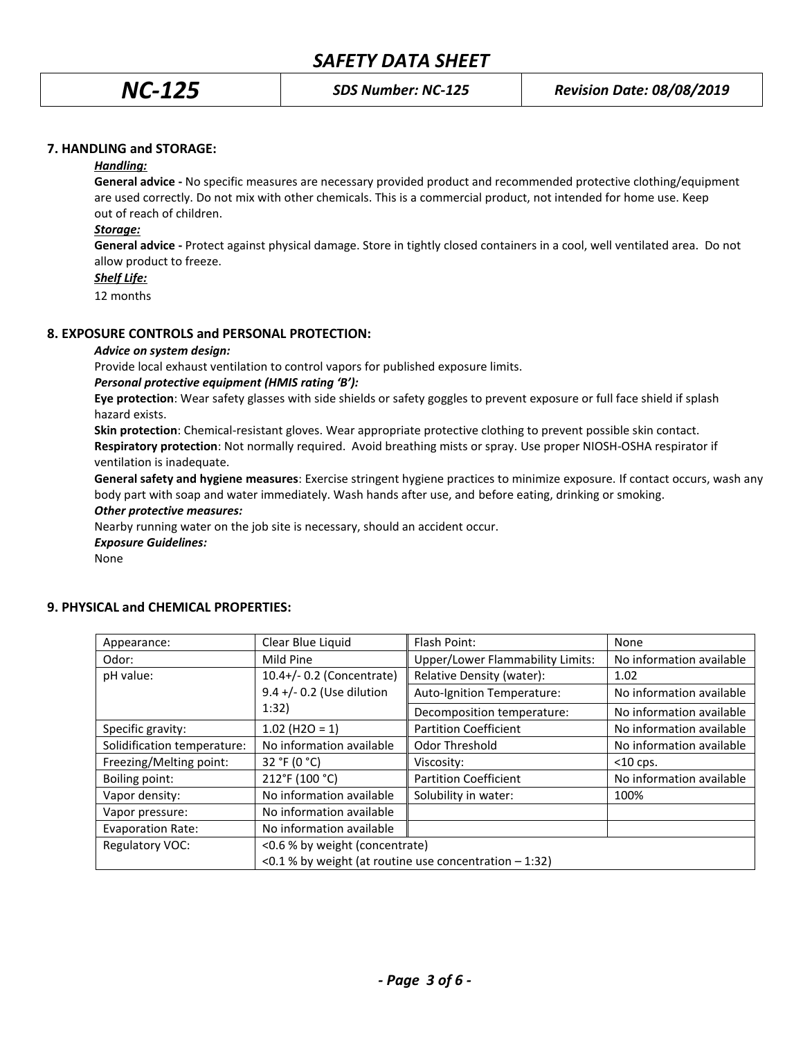## 7. HANDLING and STORAGE:

***Handling:***

**General advice -** No specific measures are necessary provided product and recommended protective clothing/equipment are used correctly. Do not mix with other chemicals. This is a commercial product, not intended for home use. Keep out of reach of children.

***Storage:***

**General advice -** Protect against physical damage. Store in tightly closed containers in a cool, well ventilated area. Do not allow product to freeze.

***Shelf Life:***

12 months

## 8. EXPOSURE CONTROLS and PERSONAL PROTECTION:

***Advice on system design:***

Provide local exhaust ventilation to control vapors for published exposure limits.

***Personal protective equipment (HMIS rating 'B'):***

**Eye protection**: Wear safety glasses with side shields or safety goggles to prevent exposure or full face shield if splash hazard exists.

**Skin protection**: Chemical-resistant gloves. Wear appropriate protective clothing to prevent possible skin contact.

**Respiratory protection**: Not normally required. Avoid breathing mists or spray. Use proper NIOSH-OSHA respirator if ventilation is inadequate.

**General safety and hygiene measures**: Exercise stringent hygiene practices to minimize exposure. If contact occurs, wash any body part with soap and water immediately. Wash hands after use, and before eating, drinking or smoking.

***Other protective measures:***

Nearby running water on the job site is necessary, should an accident occur.

***Exposure Guidelines:***

None

## 9. PHYSICAL and CHEMICAL PROPERTIES:

| Appearance: | Clear Blue Liquid | Flash Point: | None |
|---|---|---|---|
| Odor: | Mild Pine | Upper/Lower Flammability Limits: | No information available |
| pH value: | 10.4+/- 0.2 (Concentrate) 9.4 +/- 0.2 (Use dilution 1:32) | Relative Density (water): | 1.02 |
| | | Auto-Ignition Temperature: | No information available |
| | | Decomposition temperature: | No information available |
| Specific gravity: | 1.02 ($H_2O$ = 1) | Partition Coefficient | No information available |
| Solidification temperature: | No information available | Odor Threshold | No information available |
| Freezing/Melting point: | 32 °F (0 °C) | Viscosity: | <10 cps. |
| Boiling point: | 212°F (100 °C) | Partition Coefficient | No information available |
| Vapor density: | No information available | Solubility in water: | 100% |
| Vapor pressure: | No information available | | |
| Evaporation Rate: | No information available | | |
| Regulatory VOC: | <0.6 % by weight (concentrate) <0.1 % by weight (at routine use concentration – 1:32) | | |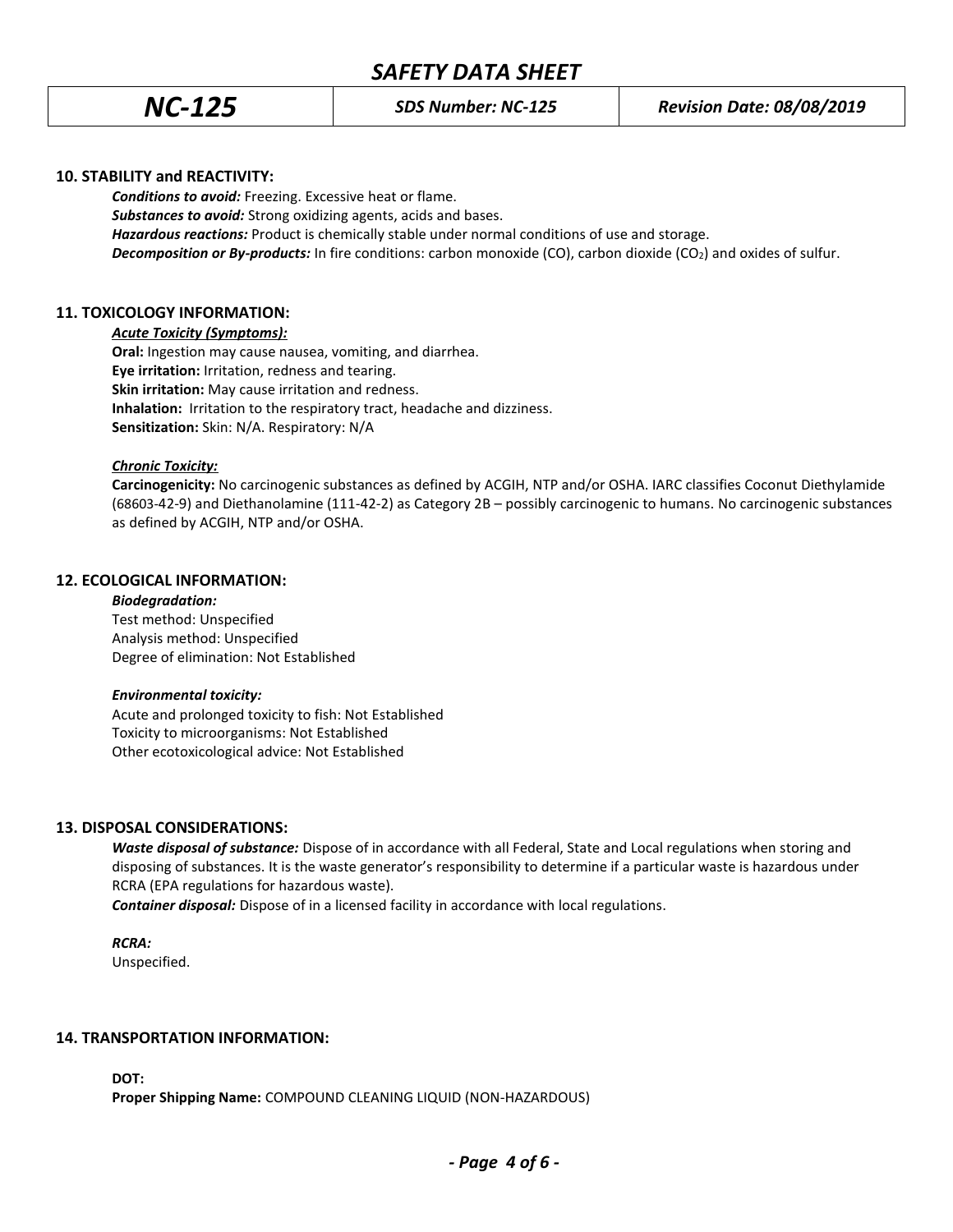## 10. STABILITY and REACTIVITY:

***Conditions to avoid:*** Freezing. Excessive heat or flame.
***Substances to avoid:*** Strong oxidizing agents, acids and bases.
***Hazardous reactions:*** Product is chemically stable under normal conditions of use and storage.
***Decomposition or By-products:*** In fire conditions: carbon monoxide (CO), carbon dioxide ($CO_2$) and oxides of sulfur.

## 11. TOXICOLOGY INFORMATION:

***Acute Toxicity (Symptoms):***

**Oral:** Ingestion may cause nausea, vomiting, and diarrhea.
**Eye irritation:** Irritation, redness and tearing.
**Skin irritation:** May cause irritation and redness.
**Inhalation:** Irritation to the respiratory tract, headache and dizziness.
**Sensitization:** Skin: N/A. Respiratory: N/A

***Chronic Toxicity:***

**Carcinogenicity:** No carcinogenic substances as defined by ACGIH, NTP and/or OSHA. IARC classifies Coconut Diethylamide (68603-42-9) and Diethanolamine (111-42-2) as Category 2B – possibly carcinogenic to humans. No carcinogenic substances as defined by ACGIH, NTP and/or OSHA.

## 12. ECOLOGICAL INFORMATION:

***Biodegradation:***
Test method: Unspecified
Analysis method: Unspecified
Degree of elimination: Not Established

***Environmental toxicity:***
Acute and prolonged toxicity to fish: Not Established
Toxicity to microorganisms: Not Established
Other ecotoxicological advice: Not Established

## 13. DISPOSAL CONSIDERATIONS:

***Waste disposal of substance:*** Dispose of in accordance with all Federal, State and Local regulations when storing and disposing of substances. It is the waste generator's responsibility to determine if a particular waste is hazardous under RCRA (EPA regulations for hazardous waste).
***Container disposal:*** Dispose of in a licensed facility in accordance with local regulations.

***RCRA:***
Unspecified.

## 14. TRANSPORTATION INFORMATION:

**DOT:**
**Proper Shipping Name:** COMPOUND CLEANING LIQUID (NON-HAZARDOUS)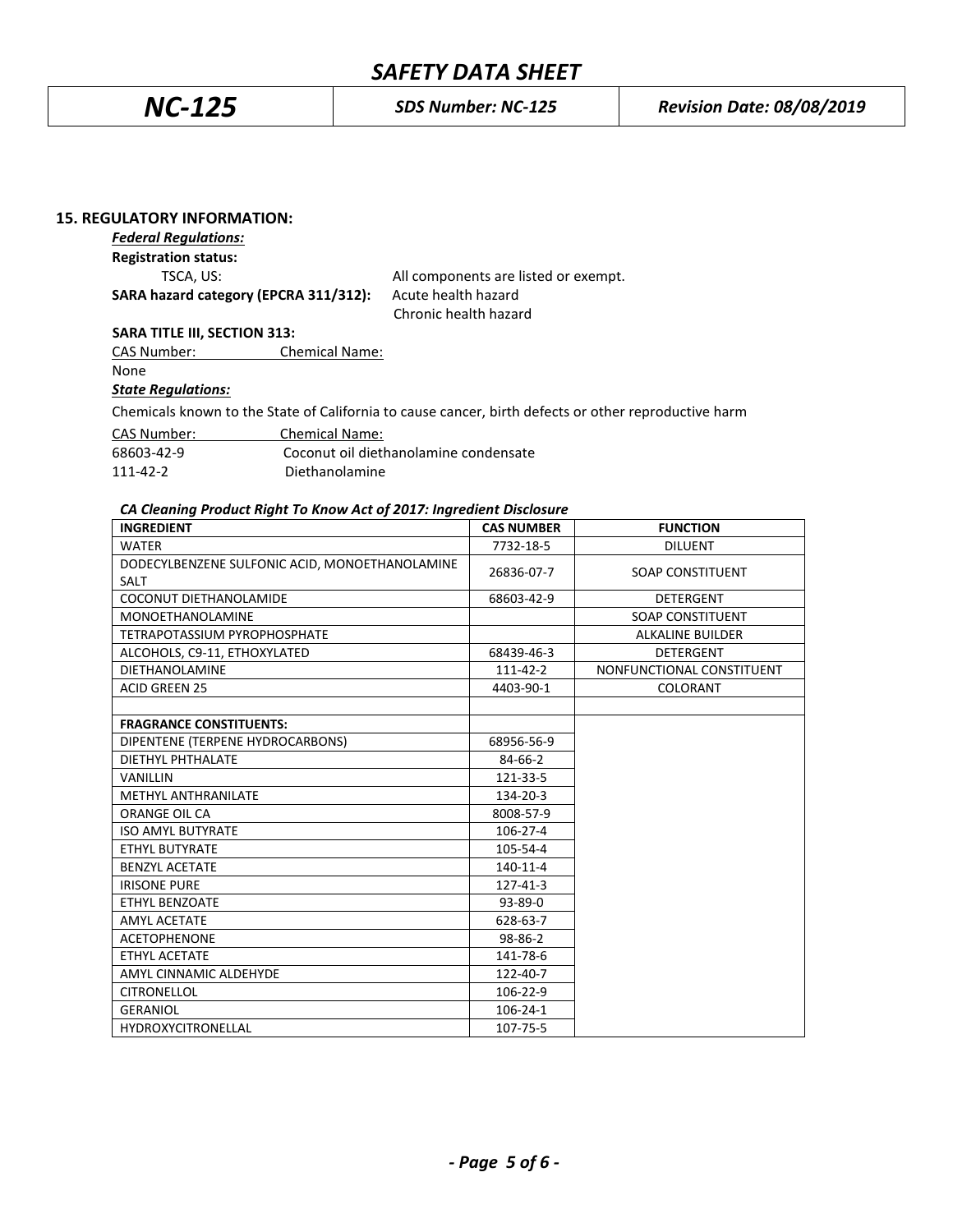## 15. REGULATORY INFORMATION:

***Federal Regulations:***

**Registration status:**

TSCA, US: All components are listed or exempt.

**SARA hazard category (EPCRA 311/312):** Acute health hazard
Chronic health hazard

**SARA TITLE III, SECTION 313:**

| CAS Number: | Chemical Name: |
|---|---|
| None | |

***State Regulations:***

Chemicals known to the State of California to cause cancer, birth defects or other reproductive harm

| CAS Number: | Chemical Name: |
|---|---|
| 68603-42-9 | Coconut oil diethanolamine condensate |
| 111-42-2 | Diethanolamine |

***CA Cleaning Product Right To Know Act of 2017: Ingredient Disclosure***

| INGREDIENT | CAS NUMBER | FUNCTION |
|---|---|---|
| WATER | 7732-18-5 | DILUENT |
| DODECYLBENZENE SULFONIC ACID, MONOETHANOLAMINE SALT | 26836-07-7 | SOAP CONSTITUENT |
| COCONUT DIETHANOLAMIDE | 68603-42-9 | DETERGENT |
| MONOETHANOLAMINE | | SOAP CONSTITUENT |
| TETRAPOTASSIUM PYROPHOSPHATE | | ALKALINE BUILDER |
| ALCOHOLS, C9-11, ETHOXYLATED | 68439-46-3 | DETERGENT |
| DIETHANOLAMINE | 111-42-2 | NONFUNCTIONAL CONSTITUENT |
| ACID GREEN 25 | 4403-90-1 | COLORANT |
| | | |
| **FRAGRANCE CONSTITUENTS:** | | |
| DIPENTENE (TERPENE HYDROCARBONS) | 68956-56-9 | |
| DIETHYL PHTHALATE | 84-66-2 | |
| VANILLIN | 121-33-5 | |
| METHYL ANTHRANILATE | 134-20-3 | |
| ORANGE OIL CA | 8008-57-9 | |
| ISO AMYL BUTYRATE | 106-27-4 | |
| ETHYL BUTYRATE | 105-54-4 | |
| BENZYL ACETATE | 140-11-4 | |
| IRISONE PURE | 127-41-3 | |
| ETHYL BENZOATE | 93-89-0 | |
| AMYL ACETATE | 628-63-7 | |
| ACETOPHENONE | 98-86-2 | |
| ETHYL ACETATE | 141-78-6 | |
| AMYL CINNAMIC ALDEHYDE | 122-40-7 | |
| CITRONELLOL | 106-22-9 | |
| GERANIOL | 106-24-1 | |
| HYDROXYCITRONELLAL | 107-75-5 | |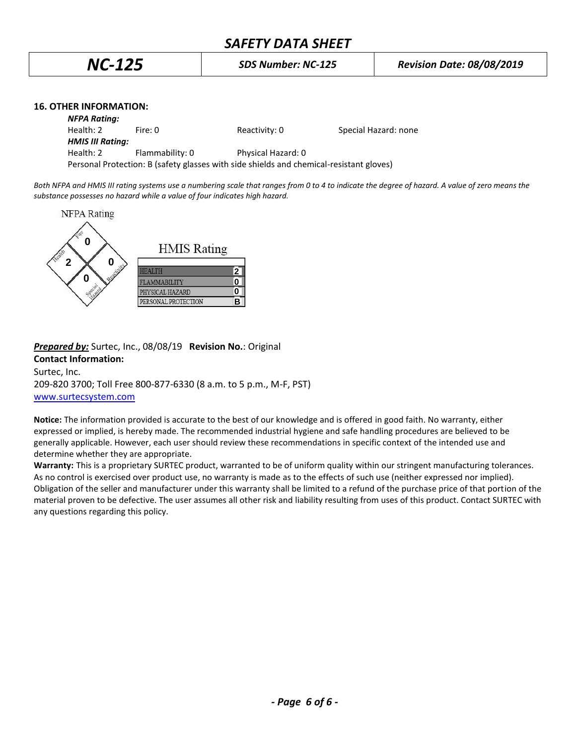**16. OTHER INFORMATION:**

***NFPA Rating:***

| | | | |
|---|---|---|---|
| Health: 2 | Fire: 0 | Reactivity: 0 | Special Hazard: none |

***HMIS III Rating:***

| | | |
|---|---|---|
| Health: 2 | Flammability: 0 | Physical Hazard: 0 |

Personal Protection: B (safety glasses with side shields and chemical-resistant gloves)

*Both NFPA and HMIS III rating systems use a numbering scale that ranges from 0 to 4 to indicate the degree of hazard. A value of zero means the substance possesses no hazard while a value of four indicates high hazard.*

NFPA Rating

Fire 0
Health 2
Reactivity 0
Special Hazard 0

HMIS Rating

| | |
|---|---|
| HEALTH | 2 |
| FLAMMABILITY | 0 |
| PHYSICAL HAZARD | 0 |
| PERSONAL PROTECTION | B |

***Prepared by:*** Surtec, Inc., 08/08/19 **Revision No.**: Original

**Contact Information:**

Surtec, Inc.
209-820 3700; Toll Free 800-877-6330 (8 a.m. to 5 p.m., M-F, PST)
www.surtecsystem.com

**Notice:** The information provided is accurate to the best of our knowledge and is offered in good faith. No warranty, either expressed or implied, is hereby made. The recommended industrial hygiene and safe handling procedures are believed to be generally applicable. However, each user should review these recommendations in specific context of the intended use and determine whether they are appropriate.

**Warranty:** This is a proprietary SURTEC product, warranted to be of uniform quality within our stringent manufacturing tolerances. As no control is exercised over product use, no warranty is made as to the effects of such use (neither expressed nor implied). Obligation of the seller and manufacturer under this warranty shall be limited to a refund of the purchase price of that portion of the material proven to be defective. The user assumes all other risk and liability resulting from uses of this product. Contact SURTEC with any questions regarding this policy.